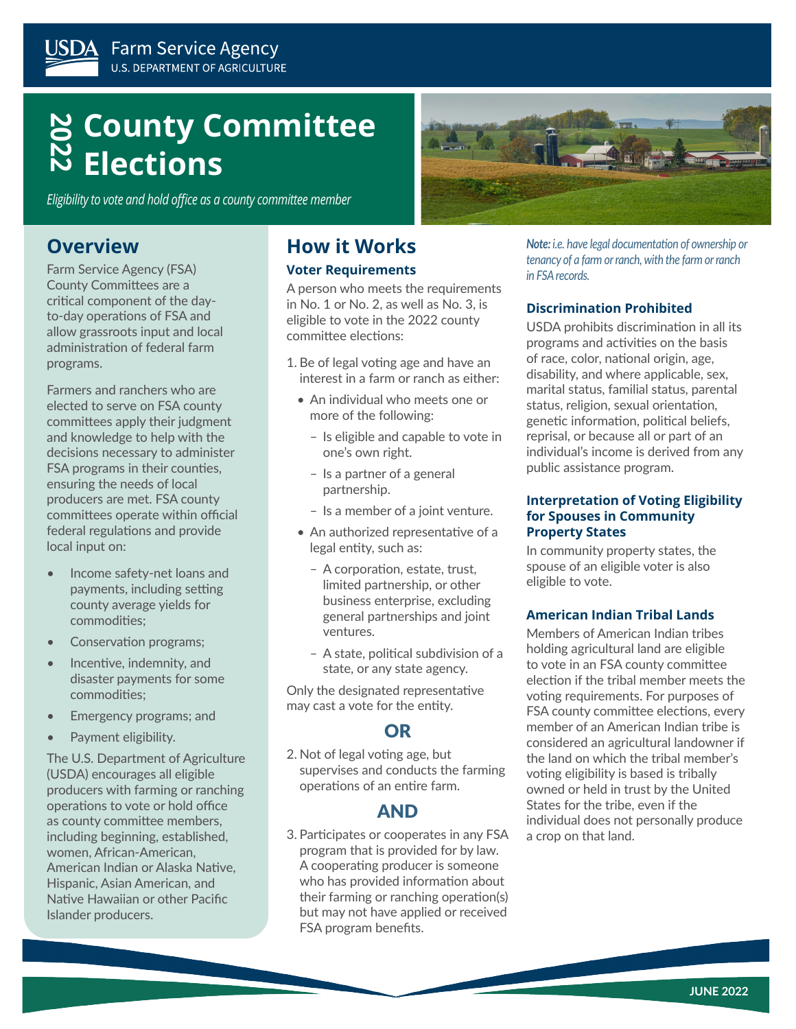USDA Farm Service Agency
U.S. DEPARTMENT OF AGRICULTURE

# 2022 County Committee Elections

*Eligibility to vote and hold office as a county committee member*

## Overview

Farm Service Agency (FSA) County Committees are a critical component of the day-to-day operations of FSA and allow grassroots input and local administration of federal farm programs.

Farmers and ranchers who are elected to serve on FSA county committees apply their judgment and knowledge to help with the decisions necessary to administer FSA programs in their counties, ensuring the needs of local producers are met. FSA county committees operate within official federal regulations and provide local input on:

- Income safety-net loans and payments, including setting county average yields for commodities;
- Conservation programs;
- Incentive, indemnity, and disaster payments for some commodities;
- Emergency programs; and
- Payment eligibility.

The U.S. Department of Agriculture (USDA) encourages all eligible producers with farming or ranching operations to vote or hold office as county committee members, including beginning, established, women, African-American, American Indian or Alaska Native, Hispanic, Asian American, and Native Hawaiian or other Pacific Islander producers.

## How it Works

### Voter Requirements

A person who meets the requirements in No. 1 or No. 2, as well as No. 3, is eligible to vote in the 2022 county committee elections:

1. Be of legal voting age and have an interest in a farm or ranch as either:
   - An individual who meets one or more of the following:
     - Is eligible and capable to vote in one's own right.
     - Is a partner of a general partnership.
     - Is a member of a joint venture.
   - An authorized representative of a legal entity, such as:
     - A corporation, estate, trust, limited partnership, or other business enterprise, excluding general partnerships and joint ventures.
     - A state, political subdivision of a state, or any state agency.

Only the designated representative may cast a vote for the entity.

**OR**

2. Not of legal voting age, but supervises and conducts the farming operations of an entire farm.

**AND**

3. Participates or cooperates in any FSA program that is provided for by law. A cooperating producer is someone who has provided information about their farming or ranching operation(s) but may not have applied or received FSA program benefits.

***Note:*** *i.e. have legal documentation of ownership or tenancy of a farm or ranch, with the farm or ranch in FSA records.*

### Discrimination Prohibited

USDA prohibits discrimination in all its programs and activities on the basis of race, color, national origin, age, disability, and where applicable, sex, marital status, familial status, parental status, religion, sexual orientation, genetic information, political beliefs, reprisal, or because all or part of an individual's income is derived from any public assistance program.

### Interpretation of Voting Eligibility for Spouses in Community Property States

In community property states, the spouse of an eligible voter is also eligible to vote.

### American Indian Tribal Lands

Members of American Indian tribes holding agricultural land are eligible to vote in an FSA county committee election if the tribal member meets the voting requirements. For purposes of FSA county committee elections, every member of an American Indian tribe is considered an agricultural landowner if the land on which the tribal member's voting eligibility is based is tribally owned or held in trust by the United States for the tribe, even if the individual does not personally produce a crop on that land.

JUNE 2022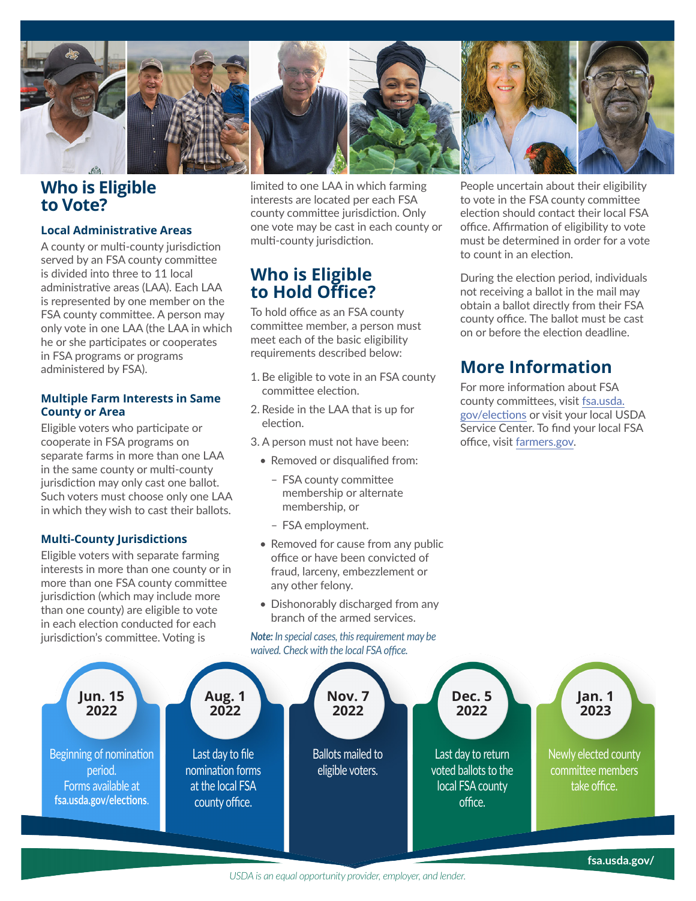## Who is Eligible to Vote?

### Local Administrative Areas

A county or multi-county jurisdiction served by an FSA county committee is divided into three to 11 local administrative areas (LAA). Each LAA is represented by one member on the FSA county committee. A person may only vote in one LAA (the LAA in which he or she participates or cooperates in FSA programs or programs administered by FSA).

### Multiple Farm Interests in Same County or Area

Eligible voters who participate or cooperate in FSA programs on separate farms in more than one LAA in the same county or multi-county jurisdiction may only cast one ballot. Such voters must choose only one LAA in which they wish to cast their ballots.

### Multi-County Jurisdictions

Eligible voters with separate farming interests in more than one county or in more than one FSA county committee jurisdiction (which may include more than one county) are eligible to vote in each election conducted for each jurisdiction's committee. Voting is limited to one LAA in which farming interests are located per each FSA county committee jurisdiction. Only one vote may be cast in each county or multi-county jurisdiction.

## Who is Eligible to Hold Office?

To hold office as an FSA county committee member, a person must meet each of the basic eligibility requirements described below:

1. Be eligible to vote in an FSA county committee election.
2. Reside in the LAA that is up for election.
3. A person must not have been:
   - Removed or disqualified from:
     - FSA county committee membership or alternate membership, or
     - FSA employment.
   - Removed for cause from any public office or have been convicted of fraud, larceny, embezzlement or any other felony.
   - Dishonorably discharged from any branch of the armed services.

***Note:*** *In special cases, this requirement may be waived. Check with the local FSA office.*

People uncertain about their eligibility to vote in the FSA county committee election should contact their local FSA office. Affirmation of eligibility to vote must be determined in order for a vote to count in an election.

During the election period, individuals not receiving a ballot in the mail may obtain a ballot directly from their FSA county office. The ballot must be cast on or before the election deadline.

## More Information

For more information about FSA county committees, visit fsa.usda.gov/elections or visit your local USDA Service Center. To find your local FSA office, visit farmers.gov.

**Jun. 15 2022**
Beginning of nomination period. Forms available at **fsa.usda.gov/elections**.

**Aug. 1 2022**
Last day to file nomination forms at the local FSA county office.

**Nov. 7 2022**
Ballots mailed to eligible voters.

**Dec. 5 2022**
Last day to return voted ballots to the local FSA county office.

**Jan. 1 2023**
Newly elected county committee members take office.

**fsa.usda.gov/**

*USDA is an equal opportunity provider, employer, and lender.*